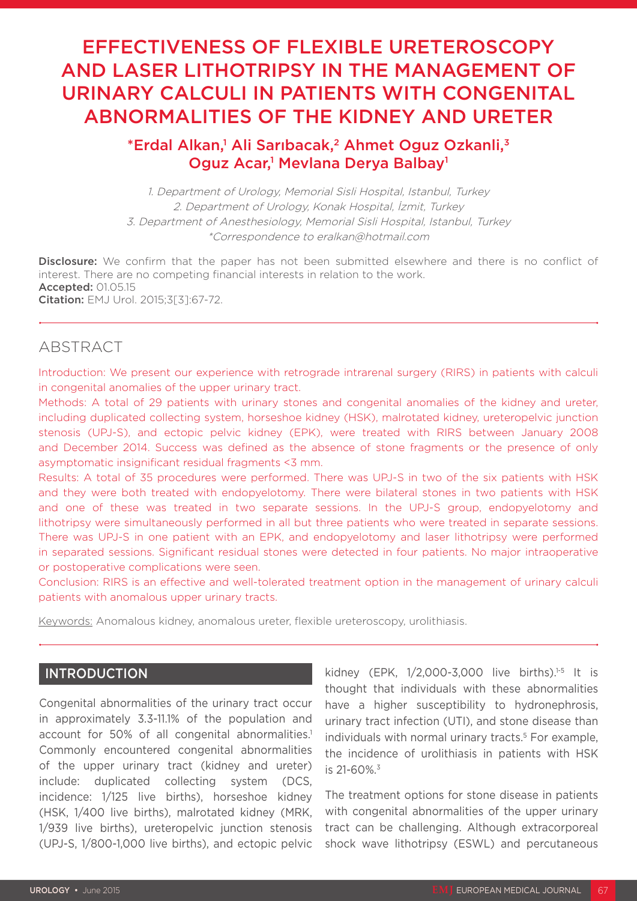# EFFECTIVENESS OF FLEXIBLE URETEROSCOPY AND LASER LITHOTRIPSY IN THE MANAGEMENT OF URINARY CALCULI IN PATIENTS WITH CONGENITAL ABNORMALITIES OF THE KIDNEY AND URETER

**\*Erdal Alkan,[1] Ali Sarıbacak,[2] Ahmet Oguz Ozkanli,[3] Oguz Acar,[1] Mevlana Derya Balbay[1]**

*1. Department of Urology, Memorial Sisli Hospital, Istanbul, Turkey*
*2. Department of Urology, Konak Hospital, İzmit, Turkey*
*3. Department of Anesthesiology, Memorial Sisli Hospital, Istanbul, Turkey*
*\*Correspondence to eralkan@hotmail.com*

**Disclosure:** We confirm that the paper has not been submitted elsewhere and there is no conflict of interest. There are no competing financial interests in relation to the work.
**Accepted:** 01.05.15
**Citation:** EMJ Urol. 2015;3[3]:67-72.

## ABSTRACT

Introduction: We present our experience with retrograde intrarenal surgery (RIRS) in patients with calculi in congenital anomalies of the upper urinary tract.

Methods: A total of 29 patients with urinary stones and congenital anomalies of the kidney and ureter, including duplicated collecting system, horseshoe kidney (HSK), malrotated kidney, ureteropelvic junction stenosis (UPJ-S), and ectopic pelvic kidney (EPK), were treated with RIRS between January 2008 and December 2014. Success was defined as the absence of stone fragments or the presence of only asymptomatic insignificant residual fragments <3 mm.

Results: A total of 35 procedures were performed. There was UPJ-S in two of the six patients with HSK and they were both treated with endopyelotomy. There were bilateral stones in two patients with HSK and one of these was treated in two separate sessions. In the UPJ-S group, endopyelotomy and lithotripsy were simultaneously performed in all but three patients who were treated in separate sessions. There was UPJ-S in one patient with an EPK, and endopyelotomy and laser lithotripsy were performed in separated sessions. Significant residual stones were detected in four patients. No major intraoperative or postoperative complications were seen.

Conclusion: RIRS is an effective and well-tolerated treatment option in the management of urinary calculi patients with anomalous upper urinary tracts.

Keywords: Anomalous kidney, anomalous ureter, flexible ureteroscopy, urolithiasis.

## INTRODUCTION

Congenital abnormalities of the urinary tract occur in approximately 3.3-11.1% of the population and account for 50% of all congenital abnormalities.[1] Commonly encountered congenital abnormalities of the upper urinary tract (kidney and ureter) include: duplicated collecting system (DCS, incidence: 1/125 live births), horseshoe kidney (HSK, 1/400 live births), malrotated kidney (MRK, 1/939 live births), ureteropelvic junction stenosis (UPJ-S, 1/800-1,000 live births), and ectopic pelvic kidney (EPK, 1/2,000-3,000 live births).[1-5] It is thought that individuals with these abnormalities have a higher susceptibility to hydronephrosis, urinary tract infection (UTI), and stone disease than individuals with normal urinary tracts.[5] For example, the incidence of urolithiasis in patients with HSK is 21-60%.[3]

The treatment options for stone disease in patients with congenital abnormalities of the upper urinary tract can be challenging. Although extracorporeal shock wave lithotripsy (ESWL) and percutaneous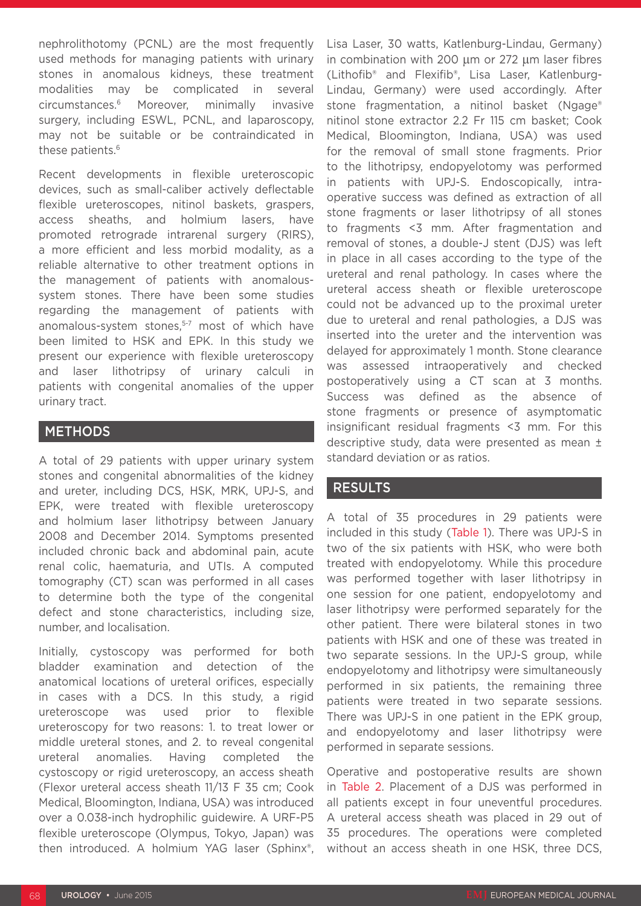nephrolithotomy (PCNL) are the most frequently used methods for managing patients with urinary stones in anomalous kidneys, these treatment modalities may be complicated in several circumstances.[6] Moreover, minimally invasive surgery, including ESWL, PCNL, and laparoscopy, may not be suitable or be contraindicated in these patients.[6]

Recent developments in flexible ureteroscopic devices, such as small-caliber actively deflectable flexible ureteroscopes, nitinol baskets, graspers, access sheaths, and holmium lasers, have promoted retrograde intrarenal surgery (RIRS), a more efficient and less morbid modality, as a reliable alternative to other treatment options in the management of patients with anomalous-system stones. There have been some studies regarding the management of patients with anomalous-system stones,[5-7] most of which have been limited to HSK and EPK. In this study we present our experience with flexible ureteroscopy and laser lithotripsy of urinary calculi in patients with congenital anomalies of the upper urinary tract.

## METHODS

A total of 29 patients with upper urinary system stones and congenital abnormalities of the kidney and ureter, including DCS, HSK, MRK, UPJ-S, and EPK, were treated with flexible ureteroscopy and holmium laser lithotripsy between January 2008 and December 2014. Symptoms presented included chronic back and abdominal pain, acute renal colic, haematuria, and UTIs. A computed tomography (CT) scan was performed in all cases to determine both the type of the congenital defect and stone characteristics, including size, number, and localisation.

Initially, cystoscopy was performed for both bladder examination and detection of the anatomical locations of ureteral orifices, especially in cases with a DCS. In this study, a rigid ureteroscope was used prior to flexible ureteroscopy for two reasons: 1. to treat lower or middle ureteral stones, and 2. to reveal congenital ureteral anomalies. Having completed the cystoscopy or rigid ureteroscopy, an access sheath (Flexor ureteral access sheath 11/13 F 35 cm; Cook Medical, Bloomington, Indiana, USA) was introduced over a 0.038-inch hydrophilic guidewire. A URF-P5 flexible ureteroscope (Olympus, Tokyo, Japan) was then introduced. A holmium YAG laser (Sphinx®, Lisa Laser, 30 watts, Katlenburg-Lindau, Germany) in combination with 200 µm or 272 µm laser fibres (Lithofib® and Flexifib®, Lisa Laser, Katlenburg-Lindau, Germany) were used accordingly. After stone fragmentation, a nitinol basket (Ngage® nitinol stone extractor 2.2 Fr 115 cm basket; Cook Medical, Bloomington, Indiana, USA) was used for the removal of small stone fragments. Prior to the lithotripsy, endopyelotomy was performed in patients with UPJ-S. Endoscopically, intra-operative success was defined as extraction of all stone fragments or laser lithotripsy of all stones to fragments <3 mm. After fragmentation and removal of stones, a double-J stent (DJS) was left in place in all cases according to the type of the ureteral and renal pathology. In cases where the ureteral access sheath or flexible ureteroscope could not be advanced up to the proximal ureter due to ureteral and renal pathologies, a DJS was inserted into the ureter and the intervention was delayed for approximately 1 month. Stone clearance was assessed intraoperatively and checked postoperatively using a CT scan at 3 months. Success was defined as the absence of stone fragments or presence of asymptomatic insignificant residual fragments <3 mm. For this descriptive study, data were presented as mean ± standard deviation or as ratios.

## RESULTS

A total of 35 procedures in 29 patients were included in this study (Table 1). There was UPJ-S in two of the six patients with HSK, who were both treated with endopyelotomy. While this procedure was performed together with laser lithotripsy in one session for one patient, endopyelotomy and laser lithotripsy were performed separately for the other patient. There were bilateral stones in two patients with HSK and one of these was treated in two separate sessions. In the UPJ-S group, while endopyelotomy and lithotripsy were simultaneously performed in six patients, the remaining three patients were treated in two separate sessions. There was UPJ-S in one patient in the EPK group, and endopyelotomy and laser lithotripsy were performed in separate sessions.

Operative and postoperative results are shown in Table 2. Placement of a DJS was performed in all patients except in four uneventful procedures. A ureteral access sheath was placed in 29 out of 35 procedures. The operations were completed without an access sheath in one HSK, three DCS,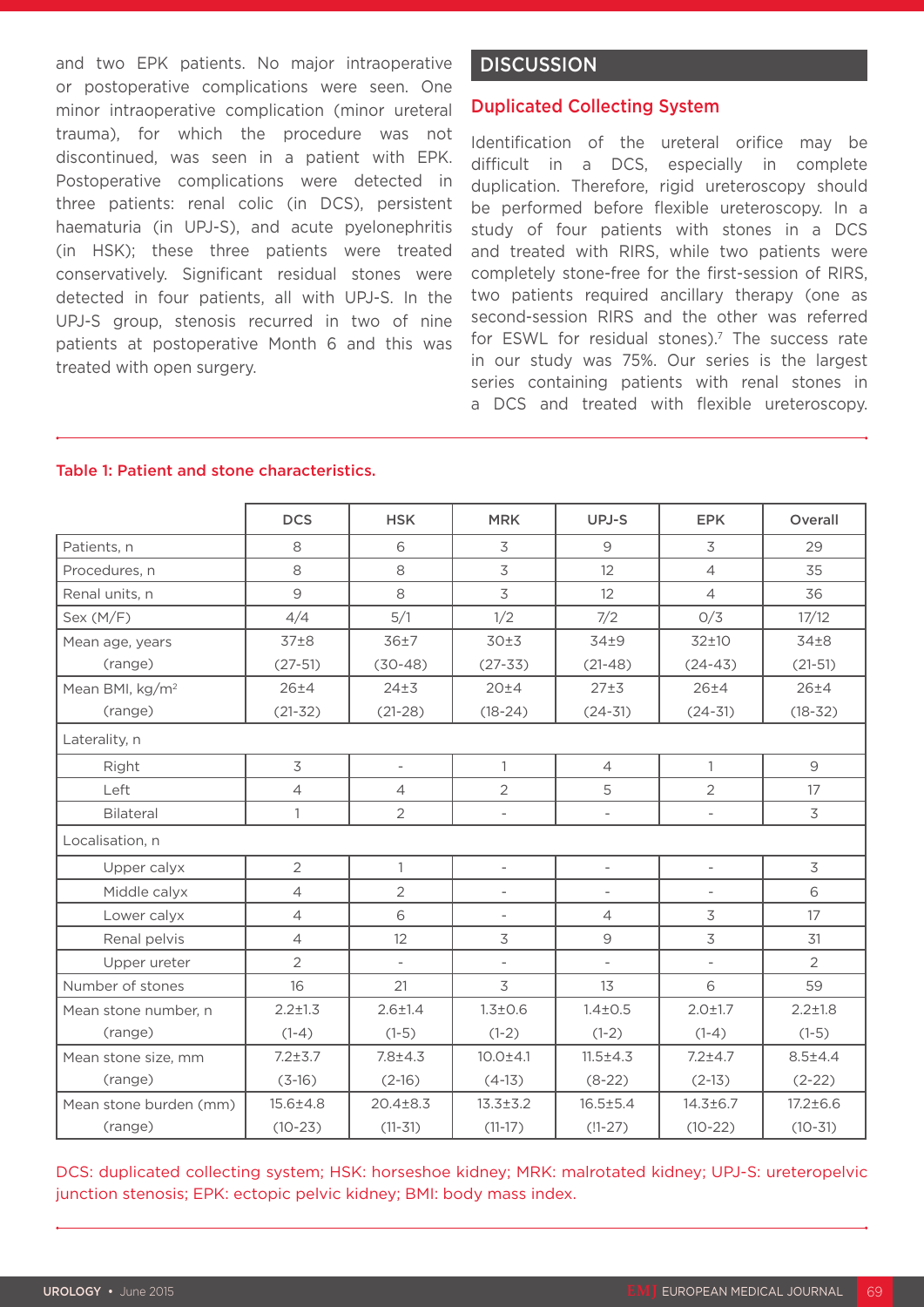and two EPK patients. No major intraoperative or postoperative complications were seen. One minor intraoperative complication (minor ureteral trauma), for which the procedure was not discontinued, was seen in a patient with EPK. Postoperative complications were detected in three patients: renal colic (in DCS), persistent haematuria (in UPJ-S), and acute pyelonephritis (in HSK); these three patients were treated conservatively. Significant residual stones were detected in four patients, all with UPJ-S. In the UPJ-S group, stenosis recurred in two of nine patients at postoperative Month 6 and this was treated with open surgery.

## DISCUSSION

### Duplicated Collecting System

Identification of the ureteral orifice may be difficult in a DCS, especially in complete duplication. Therefore, rigid ureteroscopy should be performed before flexible ureteroscopy. In a study of four patients with stones in a DCS and treated with RIRS, while two patients were completely stone-free for the first-session of RIRS, two patients required ancillary therapy (one as second-session RIRS and the other was referred for ESWL for residual stones).[7] The success rate in our study was 75%. Our series is the largest series containing patients with renal stones in a DCS and treated with flexible ureteroscopy.

**Table 1: Patient and stone characteristics.**

| | DCS | HSK | MRK | UPJ-S | EPK | Overall |
|---|---|---|---|---|---|---|
| Patients, n | 8 | 6 | 3 | 9 | 3 | 29 |
| Procedures, n | 8 | 8 | 3 | 12 | 4 | 35 |
| Renal units, n | 9 | 8 | 3 | 12 | 4 | 36 |
| Sex (M/F) | 4/4 | 5/1 | 1/2 | 7/2 | 0/3 | 17/12 |
| Mean age, years | 37±8 | 36±7 | 30±3 | 34±9 | 32±10 | 34±8 |
| (range) | (27-51) | (30-48) | (27-33) | (21-48) | (24-43) | (21-51) |
| Mean BMI, kg/m$^2$ | 26±4 | 24±3 | 20±4 | 27±3 | 26±4 | 26±4 |
| (range) | (21-32) | (21-28) | (18-24) | (24-31) | (24-31) | (18-32) |
| Laterality, n | | | | | | |
| Right | 3 | - | 1 | 4 | 1 | 9 |
| Left | 4 | 4 | 2 | 5 | 2 | 17 |
| Bilateral | 1 | 2 | - | - | - | 3 |
| Localisation, n | | | | | | |
| Upper calyx | 2 | 1 | - | - | - | 3 |
| Middle calyx | 4 | 2 | - | - | - | 6 |
| Lower calyx | 4 | 6 | - | 4 | 3 | 17 |
| Renal pelvis | 4 | 12 | 3 | 9 | 3 | 31 |
| Upper ureter | 2 | - | - | - | - | 2 |
| Number of stones | 16 | 21 | 3 | 13 | 6 | 59 |
| Mean stone number, n | 2.2±1.3 | 2.6±1.4 | 1.3±0.6 | 1.4±0.5 | 2.0±1.7 | 2.2±1.8 |
| (range) | (1-4) | (1-5) | (1-2) | (1-2) | (1-4) | (1-5) |
| Mean stone size, mm | 7.2±3.7 | 7.8±4.3 | 10.0±4.1 | 11.5±4.3 | 7.2±4.7 | 8.5±4.4 |
| (range) | (3-16) | (2-16) | (4-13) | (8-22) | (2-13) | (2-22) |
| Mean stone burden (mm) | 15.6±4.8 | 20.4±8.3 | 13.3±3.2 | 16.5±5.4 | 14.3±6.7 | 17.2±6.6 |
| (range) | (10-23) | (11-31) | (11-17) | (!1-27) | (10-22) | (10-31) |

DCS: duplicated collecting system; HSK: horseshoe kidney; MRK: malrotated kidney; UPJ-S: ureteropelvic junction stenosis; EPK: ectopic pelvic kidney; BMI: body mass index.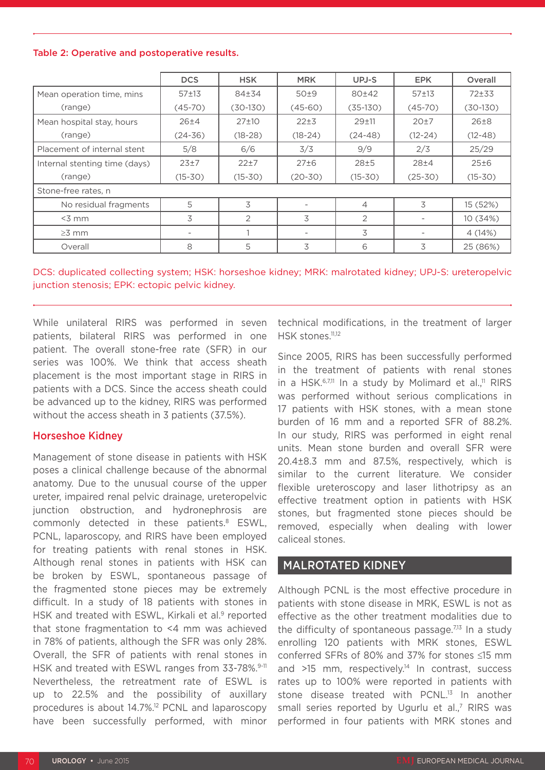Table 2: Operative and postoperative results.

| | DCS | HSK | MRK | UPJ-S | EPK | Overall |
|---|---|---|---|---|---|---|
| Mean operation time, mins<br>(range) | 57±13<br>(45-70) | 84±34<br>(30-130) | 50±9<br>(45-60) | 80±42<br>(35-130) | 57±13<br>(45-70) | 72±33<br>(30-130) |
| Mean hospital stay, hours<br>(range) | 26±4<br>(24-36) | 27±10<br>(18-28) | 22±3<br>(18-24) | 29±11<br>(24-48) | 20±7<br>(12-24) | 26±8<br>(12-48) |
| Placement of internal stent | 5/8 | 6/6 | 3/3 | 9/9 | 2/3 | 25/29 |
| Internal stenting time (days)<br>(range) | 23±7<br>(15-30) | 22±7<br>(15-30) | 27±6<br>(20-30) | 28±5<br>(15-30) | 28±4<br>(25-30) | 25±6<br>(15-30) |
| Stone-free rates, n | | | | | | |
| No residual fragments | 5 | 3 | - | 4 | 3 | 15 (52%) |
| <3 mm | 3 | 2 | 3 | 2 | - | 10 (34%) |
| ≥3 mm | - | 1 | - | 3 | - | 4 (14%) |
| Overall | 8 | 5 | 3 | 6 | 3 | 25 (86%) |

DCS: duplicated collecting system; HSK: horseshoe kidney; MRK: malrotated kidney; UPJ-S: ureteropelvic junction stenosis; EPK: ectopic pelvic kidney.

While unilateral RIRS was performed in seven patients, bilateral RIRS was performed in one patient. The overall stone-free rate (SFR) in our series was 100%. We think that access sheath placement is the most important stage in RIRS in patients with a DCS. Since the access sheath could be advanced up to the kidney, RIRS was performed without the access sheath in 3 patients (37.5%).

### Horseshoe Kidney

Management of stone disease in patients with HSK poses a clinical challenge because of the abnormal anatomy. Due to the unusual course of the upper ureter, impaired renal pelvic drainage, ureteropelvic junction obstruction, and hydronephrosis are commonly detected in these patients.[8] ESWL, PCNL, laparoscopy, and RIRS have been employed for treating patients with renal stones in HSK. Although renal stones in patients with HSK can be broken by ESWL, spontaneous passage of the fragmented stone pieces may be extremely difficult. In a study of 18 patients with stones in HSK and treated with ESWL, Kirkali et al.[9] reported that stone fragmentation to <4 mm was achieved in 78% of patients, although the SFR was only 28%. Overall, the SFR of patients with renal stones in HSK and treated with ESWL ranges from 33-78%.[9-11] Nevertheless, the retreatment rate of ESWL is up to 22.5% and the possibility of auxillary procedures is about 14.7%.[12] PCNL and laparoscopy have been successfully performed, with minor technical modifications, in the treatment of larger HSK stones.[11,12]

Since 2005, RIRS has been successfully performed in the treatment of patients with renal stones in a HSK.[6,7,11] In a study by Molimard et al.,[11] RIRS was performed without serious complications in 17 patients with HSK stones, with a mean stone burden of 16 mm and a reported SFR of 88.2%. In our study, RIRS was performed in eight renal units. Mean stone burden and overall SFR were 20.4±8.3 mm and 87.5%, respectively, which is similar to the current literature. We consider flexible ureteroscopy and laser lithotripsy as an effective treatment option in patients with HSK stones, but fragmented stone pieces should be removed, especially when dealing with lower caliceal stones.

## MALROTATED KIDNEY

Although PCNL is the most effective procedure in patients with stone disease in MRK, ESWL is not as effective as the other treatment modalities due to the difficulty of spontaneous passage.[7,13] In a study enrolling 120 patients with MRK stones, ESWL conferred SFRs of 80% and 37% for stones ≤15 mm and >15 mm, respectively.[14] In contrast, success rates up to 100% were reported in patients with stone disease treated with PCNL.[13] In another small series reported by Ugurlu et al.,[7] RIRS was performed in four patients with MRK stones and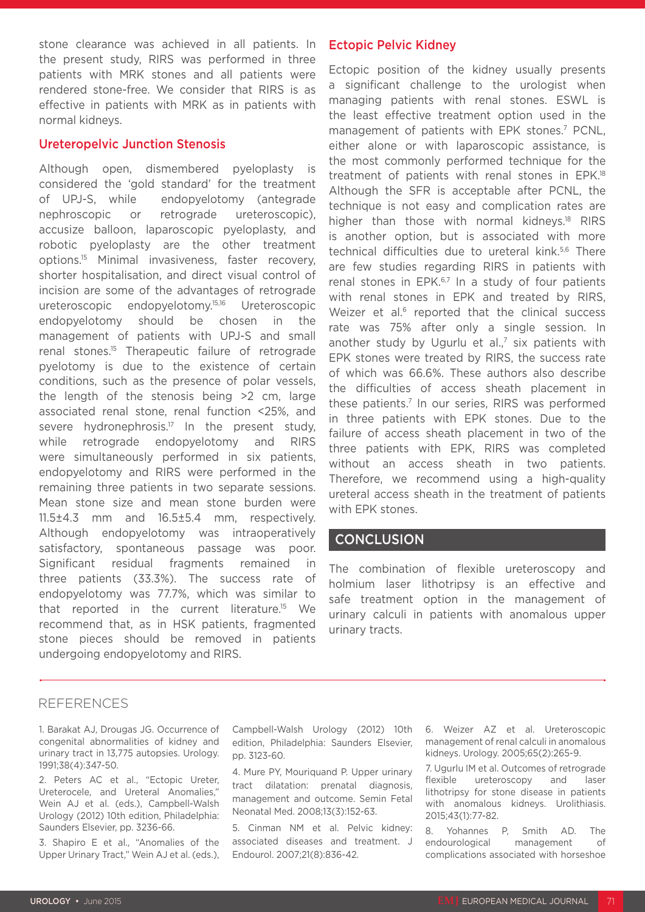stone clearance was achieved in all patients. In the present study, RIRS was performed in three patients with MRK stones and all patients were rendered stone-free. We consider that RIRS is as effective in patients with MRK as in patients with normal kidneys.

### Ureteropelvic Junction Stenosis

Although open, dismembered pyeloplasty is considered the 'gold standard' for the treatment of UPJ-S, while endopyelotomy (antegrade nephroscopic or retrograde ureteroscopic), accusize balloon, laparoscopic pyeloplasty, and robotic pyeloplasty are the other treatment options.[15] Minimal invasiveness, faster recovery, shorter hospitalisation, and direct visual control of incision are some of the advantages of retrograde ureteroscopic endopyelotomy.[15,16] Ureteroscopic endopyelotomy should be chosen in the management of patients with UPJ-S and small renal stones.[15] Therapeutic failure of retrograde pyelotomy is due to the existence of certain conditions, such as the presence of polar vessels, the length of the stenosis being >2 cm, large associated renal stone, renal function <25%, and severe hydronephrosis.[17] In the present study, while retrograde endopyelotomy and RIRS were simultaneously performed in six patients, endopyelotomy and RIRS were performed in the remaining three patients in two separate sessions. Mean stone size and mean stone burden were 11.5±4.3 mm and 16.5±5.4 mm, respectively. Although endopyelotomy was intraoperatively satisfactory, spontaneous passage was poor. Significant residual fragments remained in three patients (33.3%). The success rate of endopyelotomy was 77.7%, which was similar to that reported in the current literature.[15] We recommend that, as in HSK patients, fragmented stone pieces should be removed in patients undergoing endopyelotomy and RIRS.

### Ectopic Pelvic Kidney

Ectopic position of the kidney usually presents a significant challenge to the urologist when managing patients with renal stones. ESWL is the least effective treatment option used in the management of patients with EPK stones.[7] PCNL, either alone or with laparoscopic assistance, is the most commonly performed technique for the treatment of patients with renal stones in EPK.[18] Although the SFR is acceptable after PCNL, the technique is not easy and complication rates are higher than those with normal kidneys.[18] RIRS is another option, but is associated with more technical difficulties due to ureteral kink.[5,6] There are few studies regarding RIRS in patients with renal stones in EPK.[6,7] In a study of four patients with renal stones in EPK and treated by RIRS, Weizer et al.[6] reported that the clinical success rate was 75% after only a single session. In another study by Ugurlu et al.,[7] six patients with EPK stones were treated by RIRS, the success rate of which was 66.6%. These authors also describe the difficulties of access sheath placement in these patients.[7] In our series, RIRS was performed in three patients with EPK stones. Due to the failure of access sheath placement in two of the three patients with EPK, RIRS was completed without an access sheath in two patients. Therefore, we recommend using a high-quality ureteral access sheath in the treatment of patients with EPK stones.

## CONCLUSION

The combination of flexible ureteroscopy and holmium laser lithotripsy is an effective and safe treatment option in the management of urinary calculi in patients with anomalous upper urinary tracts.

## REFERENCES

1. Barakat AJ, Drougas JG. Occurrence of congenital abnormalities of kidney and urinary tract in 13,775 autopsies. Urology. 1991;38(4):347-50.

2. Peters AC et al., "Ectopic Ureter, Ureterocele, and Ureteral Anomalies," Wein AJ et al. (eds.), Campbell-Walsh Urology (2012) 10th edition, Philadelphia: Saunders Elsevier, pp. 3236-66.

3. Shapiro E et al., "Anomalies of the Upper Urinary Tract," Wein AJ et al. (eds.), Campbell-Walsh Urology (2012) 10th edition, Philadelphia: Saunders Elsevier, pp. 3123-60.

4. Mure PY, Mouriquand P. Upper urinary tract dilatation: prenatal diagnosis, management and outcome. Semin Fetal Neonatal Med. 2008;13(3):152-63.

5. Cinman NM et al. Pelvic kidney: associated diseases and treatment. J Endourol. 2007;21(8):836-42.

6. Weizer AZ et al. Ureteroscopic management of renal calculi in anomalous kidneys. Urology. 2005;65(2):265-9.

7. Ugurlu IM et al. Outcomes of retrograde flexible ureteroscopy and laser lithotripsy for stone disease in patients with anomalous kidneys. Urolithiasis. 2015;43(1):77-82.

8. Yohannes P, Smith AD. The endourological management of complications associated with horseshoe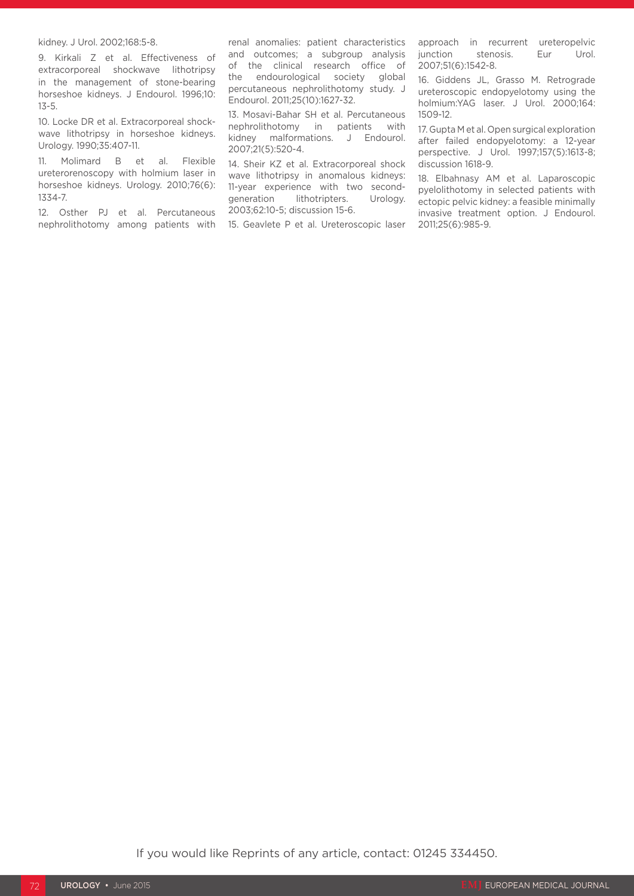kidney. J Urol. 2002;168:5-8.

9. Kirkali Z et al. Effectiveness of extracorporeal shockwave lithotripsy in the management of stone-bearing horseshoe kidneys. J Endourol. 1996;10: 13-5.

10. Locke DR et al. Extracorporeal shock-wave lithotripsy in horseshoe kidneys. Urology. 1990;35:407-11.

11. Molimard B et al. Flexible ureterorenoscopy with holmium laser in horseshoe kidneys. Urology. 2010;76(6): 1334-7.

12. Osther PJ et al. Percutaneous nephrolithotomy among patients with renal anomalies: patient characteristics and outcomes; a subgroup analysis of the clinical research office of the endourological society global percutaneous nephrolithotomy study. J Endourol. 2011;25(10):1627-32.

13. Mosavi-Bahar SH et al. Percutaneous nephrolithotomy in patients with kidney malformations. J Endourol. 2007;21(5):520-4.

14. Sheir KZ et al. Extracorporeal shock wave lithotripsy in anomalous kidneys: 11-year experience with two second-generation lithotripters. Urology. 2003;62:10-5; discussion 15-6.

15. Geavlete P et al. Ureteroscopic laser approach in recurrent ureteropelvic junction stenosis. Eur Urol. 2007;51(6):1542-8.

16. Giddens JL, Grasso M. Retrograde ureteroscopic endopyelotomy using the holmium:YAG laser. J Urol. 2000;164: 1509-12.

17. Gupta M et al. Open surgical exploration after failed endopyelotomy: a 12-year perspective. J Urol. 1997;157(5):1613-8; discussion 1618-9.

18. Elbahnasy AM et al. Laparoscopic pyelolithotomy in selected patients with ectopic pelvic kidney: a feasible minimally invasive treatment option. J Endourol. 2011;25(6):985-9.

If you would like Reprints of any article, contact: 01245 334450.